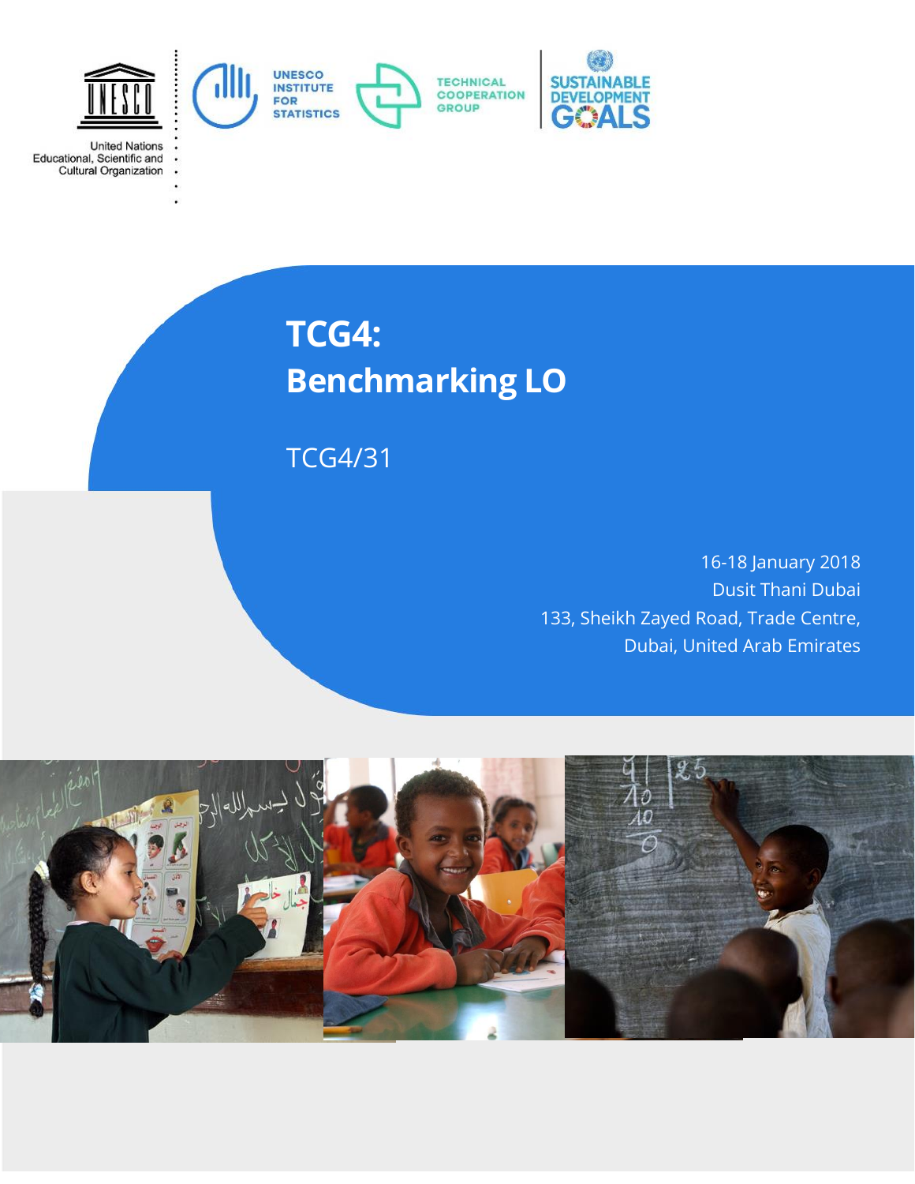United Nations
Educational, Scientific and
Cultural Organization

UNESCO INSTITUTE FOR STATISTICS

TECHNICAL COOPERATION GROUP

SUSTAINABLE DEVELOPMENT GOALS

# TCG4: Benchmarking LO

TCG4/31

16-18 January 2018
Dusit Thani Dubai
133, Sheikh Zayed Road, Trade Centre,
Dubai, United Arab Emirates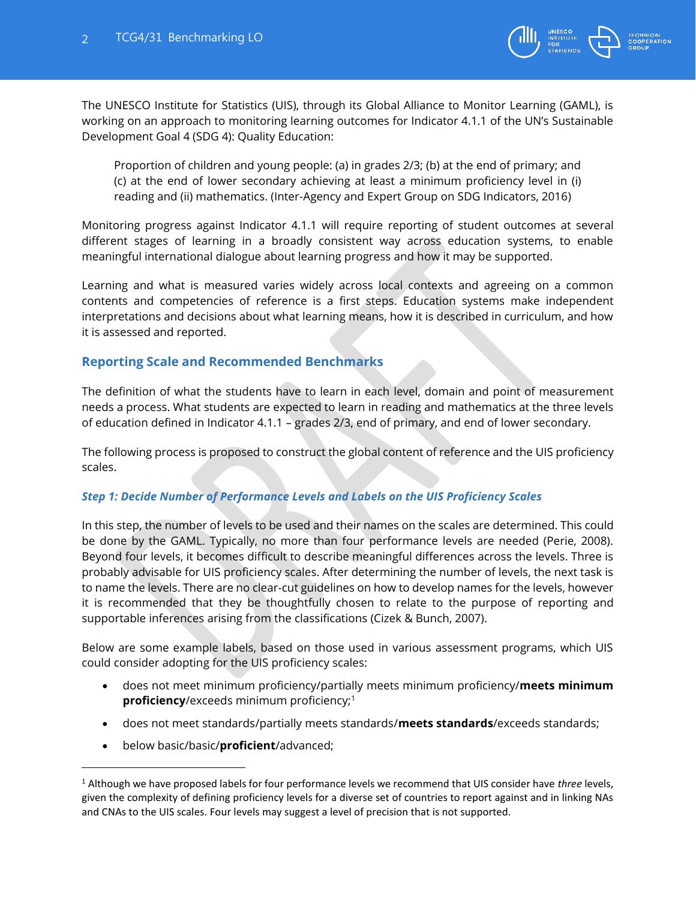The UNESCO Institute for Statistics (UIS), through its Global Alliance to Monitor Learning (GAML), is working on an approach to monitoring learning outcomes for Indicator 4.1.1 of the UN's Sustainable Development Goal 4 (SDG 4): Quality Education:

> Proportion of children and young people: (a) in grades 2/3; (b) at the end of primary; and (c) at the end of lower secondary achieving at least a minimum proficiency level in (i) reading and (ii) mathematics. (Inter-Agency and Expert Group on SDG Indicators, 2016)

Monitoring progress against Indicator 4.1.1 will require reporting of student outcomes at several different stages of learning in a broadly consistent way across education systems, to enable meaningful international dialogue about learning progress and how it may be supported.

Learning and what is measured varies widely across local contexts and agreeing on a common contents and competencies of reference is a first steps. Education systems make independent interpretations and decisions about what learning means, how it is described in curriculum, and how it is assessed and reported.

## Reporting Scale and Recommended Benchmarks

The definition of what the students have to learn in each level, domain and point of measurement needs a process. What students are expected to learn in reading and mathematics at the three levels of education defined in Indicator 4.1.1 – grades 2/3, end of primary, and end of lower secondary.

The following process is proposed to construct the global content of reference and the UIS proficiency scales.

### *Step 1: Decide Number of Performance Levels and Labels on the UIS Proficiency Scales*

In this step, the number of levels to be used and their names on the scales are determined. This could be done by the GAML. Typically, no more than four performance levels are needed (Perie, 2008). Beyond four levels, it becomes difficult to describe meaningful differences across the levels. Three is probably advisable for UIS proficiency scales. After determining the number of levels, the next task is to name the levels. There are no clear-cut guidelines on how to develop names for the levels, however it is recommended that they be thoughtfully chosen to relate to the purpose of reporting and supportable inferences arising from the classifications (Cizek & Bunch, 2007).

Below are some example labels, based on those used in various assessment programs, which UIS could consider adopting for the UIS proficiency scales:

- does not meet minimum proficiency/partially meets minimum proficiency/**meets minimum proficiency**/exceeds minimum proficiency;[1]
- does not meet standards/partially meets standards/**meets standards**/exceeds standards;
- below basic/basic/**proficient**/advanced;

[1] Although we have proposed labels for four performance levels we recommend that UIS consider have *three* levels, given the complexity of defining proficiency levels for a diverse set of countries to report against and in linking NAs and CNAs to the UIS scales. Four levels may suggest a level of precision that is not supported.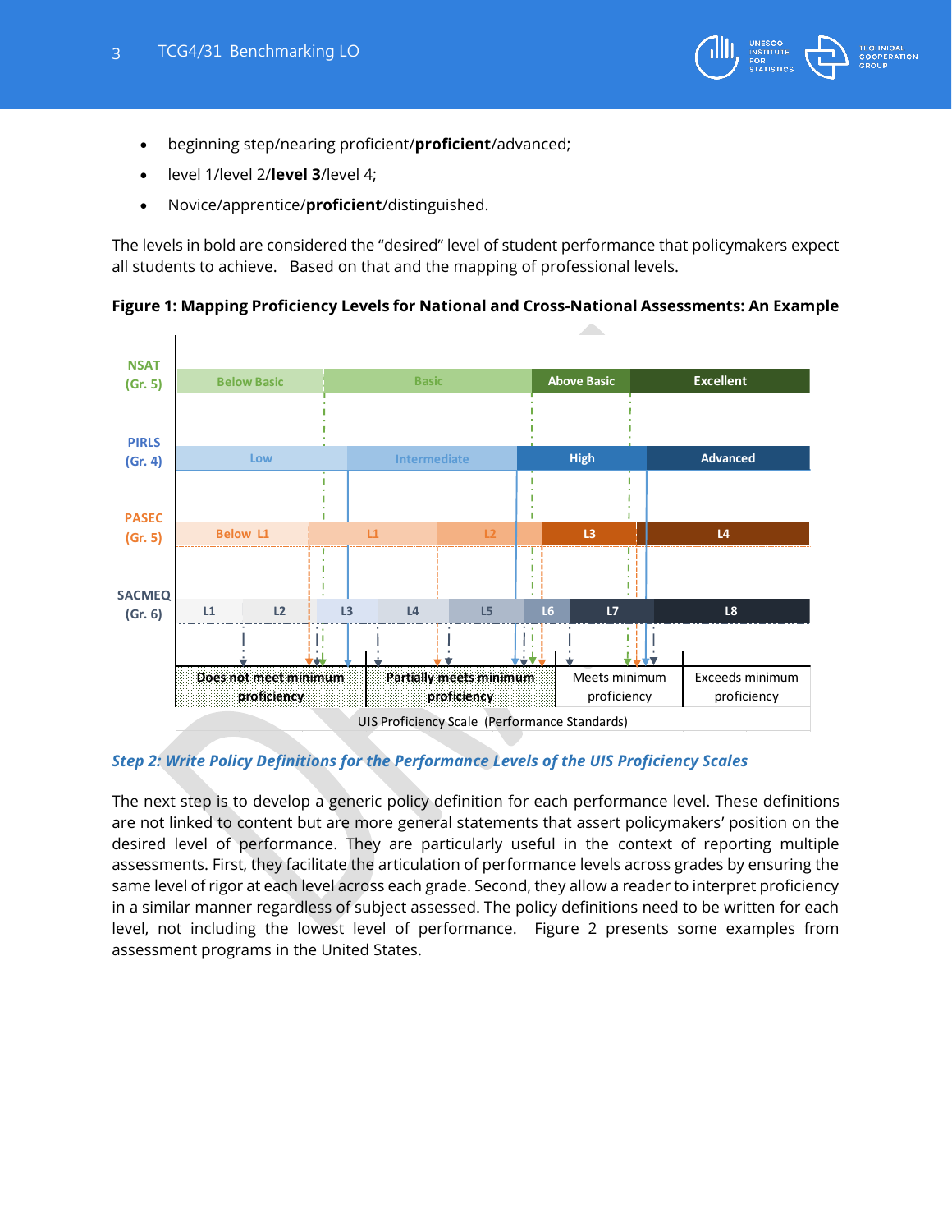- beginning step/nearing proficient/**proficient**/advanced;
- level 1/level 2/**level 3**/level 4;
- Novice/apprentice/**proficient**/distinguished.

The levels in bold are considered the "desired" level of student performance that policymakers expect all students to achieve.   Based on that and the mapping of professional levels.

**Figure 1: Mapping Proficiency Levels for National and Cross-National Assessments: An Example**

| | | | | |
|---|---|---|---|---|
| NSAT (Gr. 5) | Below Basic | Basic | Above Basic | Excellent |
| PIRLS (Gr. 4) | Low | Intermediate | High | Advanced |
| PASEC (Gr. 5) | Below L1 | L1, L2 | L3 | L4 |
| SACMEQ (Gr. 6) | L1, L2, L3 | L4, L5, L6 | L7 | L8 |
| UIS Proficiency Scale (Performance Standards) | Does not meet minimum proficiency | Partially meets minimum proficiency | Meets minimum proficiency | Exceeds minimum proficiency |

*Step 2: Write Policy Definitions for the Performance Levels of the UIS Proficiency Scales*

The next step is to develop a generic policy definition for each performance level. These definitions are not linked to content but are more general statements that assert policymakers' position on the desired level of performance. They are particularly useful in the context of reporting multiple assessments. First, they facilitate the articulation of performance levels across grades by ensuring the same level of rigor at each level across each grade. Second, they allow a reader to interpret proficiency in a similar manner regardless of subject assessed. The policy definitions need to be written for each level, not including the lowest level of performance.  Figure 2 presents some examples from assessment programs in the United States.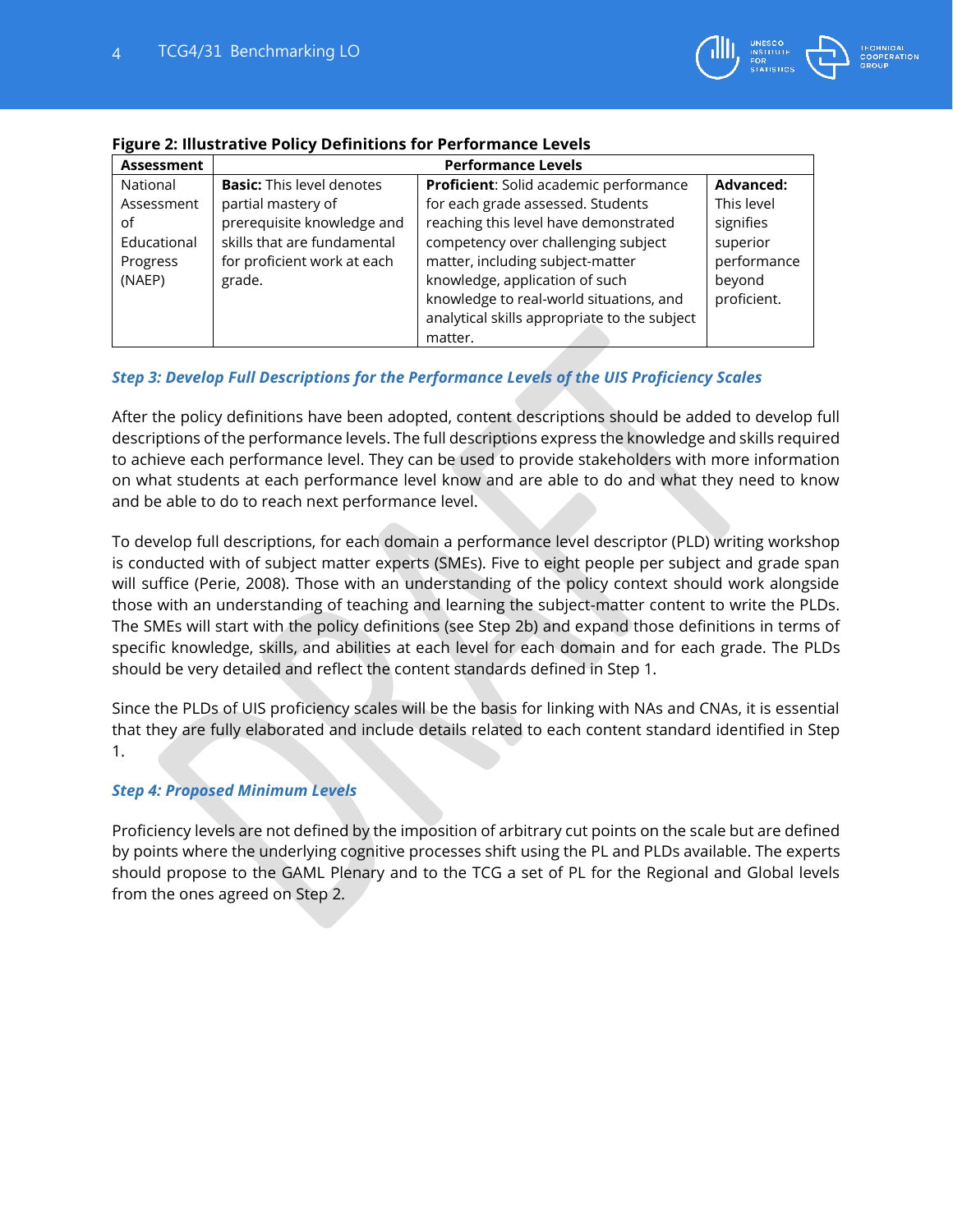**Figure 2: Illustrative Policy Definitions for Performance Levels**

| Assessment | Performance Levels | | |
|---|---|---|---|
| National Assessment of Educational Progress (NAEP) | **Basic:** This level denotes partial mastery of prerequisite knowledge and skills that are fundamental for proficient work at each grade. | **Proficient**: Solid academic performance for each grade assessed. Students reaching this level have demonstrated competency over challenging subject matter, including subject-matter knowledge, application of such knowledge to real-world situations, and analytical skills appropriate to the subject matter. | **Advanced:** This level signifies superior performance beyond proficient. |

### *Step 3: Develop Full Descriptions for the Performance Levels of the UIS Proficiency Scales*

After the policy definitions have been adopted, content descriptions should be added to develop full descriptions of the performance levels. The full descriptions express the knowledge and skills required to achieve each performance level. They can be used to provide stakeholders with more information on what students at each performance level know and are able to do and what they need to know and be able to do to reach next performance level.

To develop full descriptions, for each domain a performance level descriptor (PLD) writing workshop is conducted with of subject matter experts (SMEs). Five to eight people per subject and grade span will suffice (Perie, 2008). Those with an understanding of the policy context should work alongside those with an understanding of teaching and learning the subject-matter content to write the PLDs. The SMEs will start with the policy definitions (see Step 2b) and expand those definitions in terms of specific knowledge, skills, and abilities at each level for each domain and for each grade. The PLDs should be very detailed and reflect the content standards defined in Step 1.

Since the PLDs of UIS proficiency scales will be the basis for linking with NAs and CNAs, it is essential that they are fully elaborated and include details related to each content standard identified in Step 1.

### *Step 4: Proposed Minimum Levels*

Proficiency levels are not defined by the imposition of arbitrary cut points on the scale but are defined by points where the underlying cognitive processes shift using the PL and PLDs available. The experts should propose to the GAML Plenary and to the TCG a set of PL for the Regional and Global levels from the ones agreed on Step 2.